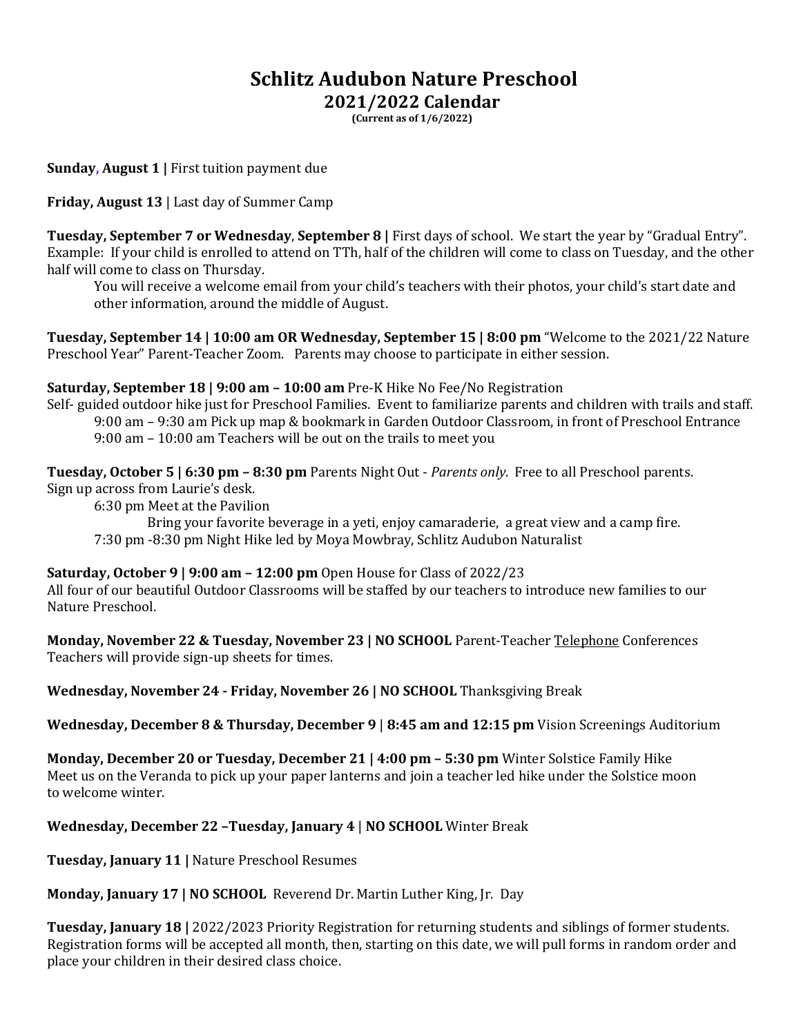# Schlitz Audubon Nature Preschool
## 2021/2022 Calendar
**(Current as of 1/6/2022)**

**Sunday, August 1 |** First tuition payment due

**Friday, August 13** | Last day of Summer Camp

**Tuesday, September 7 or Wednesday, September 8 |** First days of school. We start the year by "Gradual Entry". Example: If your child is enrolled to attend on TTh, half of the children will come to class on Tuesday, and the other half will come to class on Thursday.

You will receive a welcome email from your child's teachers with their photos, your child's start date and other information, around the middle of August.

**Tuesday, September 14 | 10:00 am OR Wednesday, September 15 | 8:00 pm** "Welcome to the 2021/22 Nature Preschool Year" Parent-Teacher Zoom. Parents may choose to participate in either session.

**Saturday, September 18 | 9:00 am – 10:00 am** Pre-K Hike No Fee/No Registration
Self- guided outdoor hike just for Preschool Families. Event to familiarize parents and children with trails and staff.

9:00 am – 9:30 am Pick up map & bookmark in Garden Outdoor Classroom, in front of Preschool Entrance
9:00 am – 10:00 am Teachers will be out on the trails to meet you

**Tuesday, October 5 | 6:30 pm – 8:30 pm** Parents Night Out - *Parents only*. Free to all Preschool parents.
Sign up across from Laurie's desk.

6:30 pm Meet at the Pavilion
Bring your favorite beverage in a yeti, enjoy camaraderie, a great view and a camp fire.
7:30 pm -8:30 pm Night Hike led by Moya Mowbray, Schlitz Audubon Naturalist

**Saturday, October 9 | 9:00 am – 12:00 pm** Open House for Class of 2022/23
All four of our beautiful Outdoor Classrooms will be staffed by our teachers to introduce new families to our Nature Preschool.

**Monday, November 22 & Tuesday, November 23 | NO SCHOOL** Parent-Teacher Telephone Conferences
Teachers will provide sign-up sheets for times.

**Wednesday, November 24 - Friday, November 26 | NO SCHOOL** Thanksgiving Break

**Wednesday, December 8 & Thursday, December 9 | 8:45 am and 12:15 pm** Vision Screenings Auditorium

**Monday, December 20 or Tuesday, December 21 | 4:00 pm – 5:30 pm** Winter Solstice Family Hike
Meet us on the Veranda to pick up your paper lanterns and join a teacher led hike under the Solstice moon to welcome winter.

**Wednesday, December 22 –Tuesday, January 4** | **NO SCHOOL** Winter Break

**Tuesday, January 11 |** Nature Preschool Resumes

**Monday, January 17 | NO SCHOOL** Reverend Dr. Martin Luther King, Jr. Day

**Tuesday, January 18 |** 2022/2023 Priority Registration for returning students and siblings of former students. Registration forms will be accepted all month, then, starting on this date, we will pull forms in random order and place your children in their desired class choice.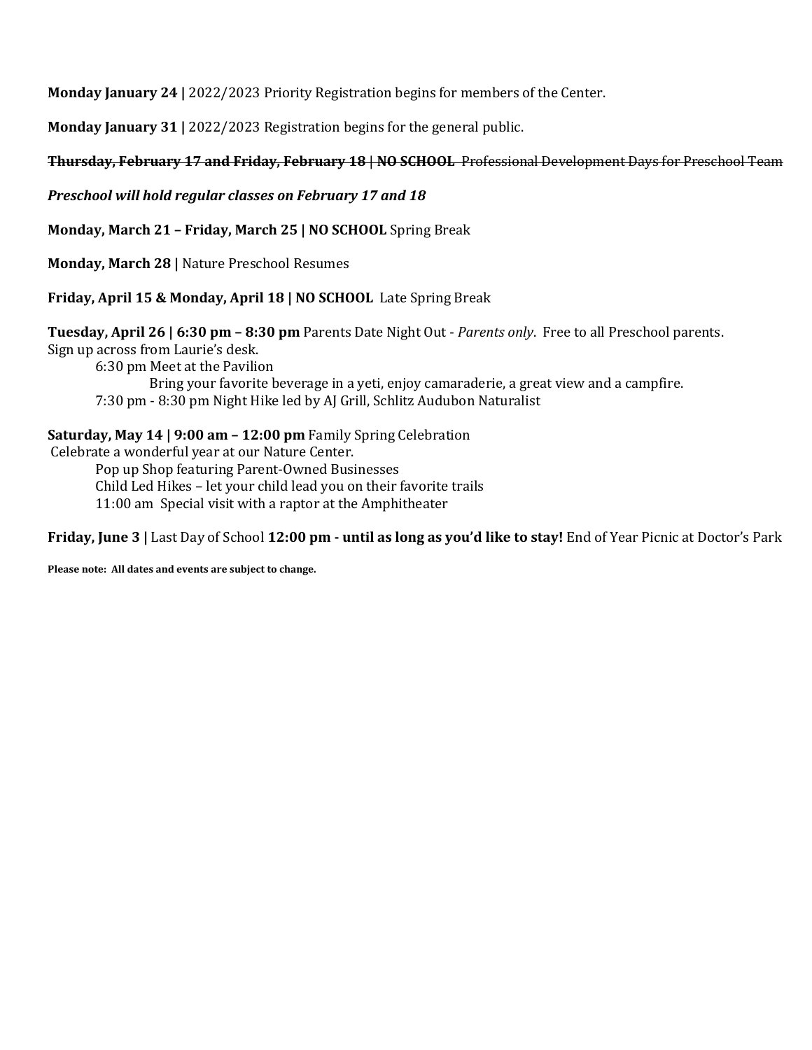**Monday January 24 |** 2022/2023 Priority Registration begins for members of the Center.

**Monday January 31 |** 2022/2023 Registration begins for the general public.

~~**Thursday, February 17 and Friday, February 18 | NO SCHOOL** Professional Development Days for Preschool Team~~

***Preschool will hold regular classes on February 17 and 18***

**Monday, March 21 – Friday, March 25 | NO SCHOOL** Spring Break

**Monday, March 28 |** Nature Preschool Resumes

**Friday, April 15 & Monday, April 18 | NO SCHOOL** Late Spring Break

**Tuesday, April 26 | 6:30 pm – 8:30 pm** Parents Date Night Out - *Parents only*. Free to all Preschool parents. Sign up across from Laurie's desk.

6:30 pm Meet at the Pavilion

Bring your favorite beverage in a yeti, enjoy camaraderie, a great view and a campfire.

7:30 pm - 8:30 pm Night Hike led by AJ Grill, Schlitz Audubon Naturalist

**Saturday, May 14 | 9:00 am – 12:00 pm** Family Spring Celebration

Celebrate a wonderful year at our Nature Center.

Pop up Shop featuring Parent-Owned Businesses

Child Led Hikes – let your child lead you on their favorite trails

11:00 am Special visit with a raptor at the Amphitheater

**Friday, June 3 |** Last Day of School **12:00 pm - until as long as you'd like to stay!** End of Year Picnic at Doctor's Park

**Please note: All dates and events are subject to change.**